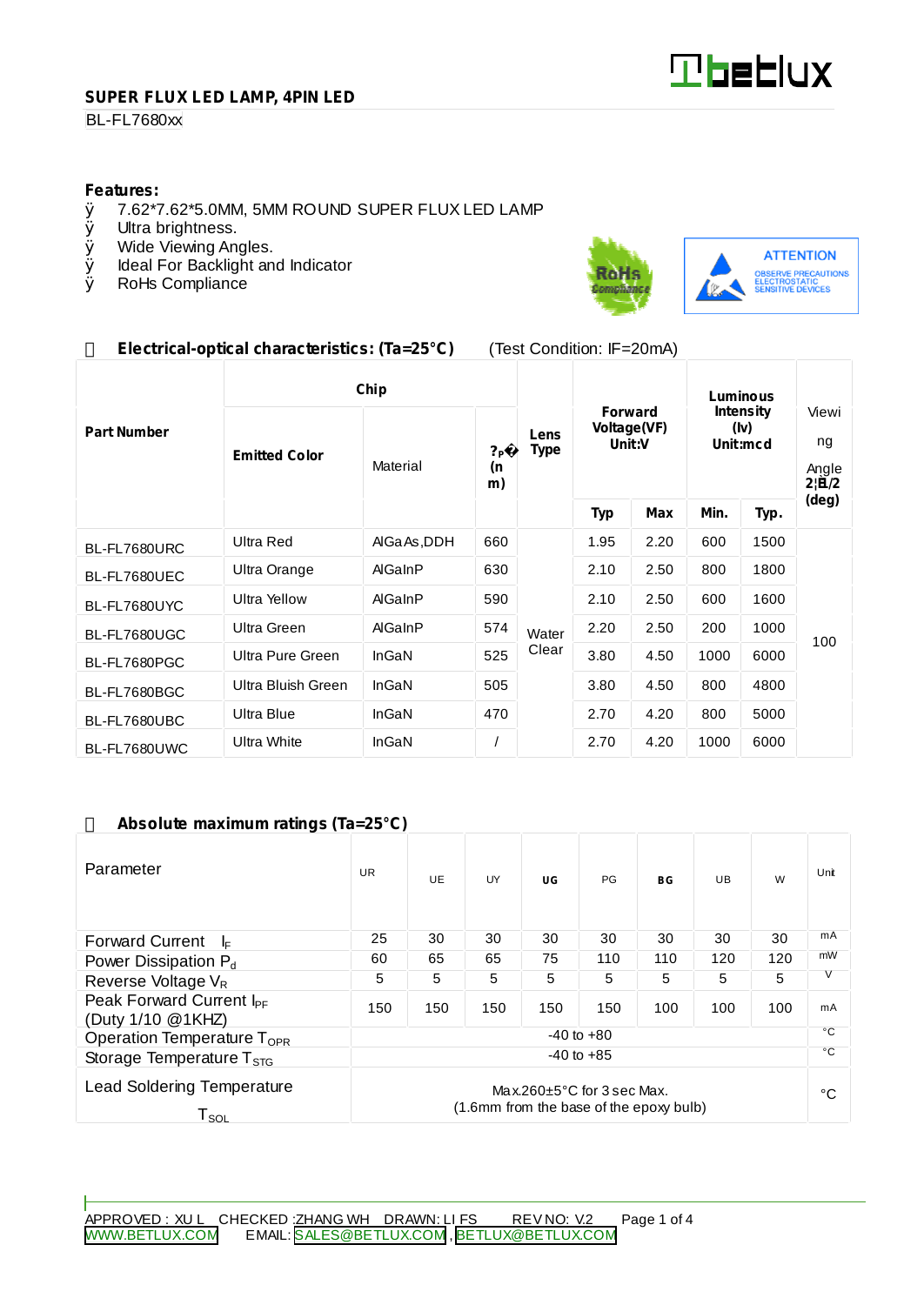SUPER FLUX LED LAMP, 4PIN LED

BL-FL7680xx

**Features:**

- 7.62*7.62*5.0MM, 5MM ROUND SUPER FLUX LED LAMP
- Ultra brightness.
- Wide Viewing Angles.
- Ideal For Backlight and Indicator
- RoHs Compliance

ATTENTION
OBSERVE PRECAUTIONS
ELECTROSTATIC
SENSITIVE DEVICES

## Electrical-optical characteristics: (Ta=25°C) (Test Condition: IF=20mA)

| Part Number | Chip | | | Lens Type | Forward Voltage(VF) Unit:V | | Luminous Intensity (Iv) Unit:mcd | | Viewing Angle 2θ1/2 (deg) |
|---|---|---|---|---|---|---|---|---|---|
| | Emitted Color | Material | λP (nm) | | Typ | Max | Min. | Typ. | |
| BL-FL7680URC | Ultra Red | AlGaAs,DDH | 660 | Water Clear | 1.95 | 2.20 | 600 | 1500 | 100 |
| BL-FL7680UEC | Ultra Orange | AlGaInP | 630 | | 2.10 | 2.50 | 800 | 1800 | |
| BL-FL7680UYC | Ultra Yellow | AlGaInP | 590 | | 2.10 | 2.50 | 600 | 1600 | |
| BL-FL7680UGC | Ultra Green | AlGaInP | 574 | | 2.20 | 2.50 | 200 | 1000 | |
| BL-FL7680PGC | Ultra Pure Green | InGaN | 525 | | 3.80 | 4.50 | 1000 | 6000 | |
| BL-FL7680BGC | Ultra Bluish Green | InGaN | 505 | | 3.80 | 4.50 | 800 | 4800 | |
| BL-FL7680UBC | Ultra Blue | InGaN | 470 | | 2.70 | 4.20 | 800 | 5000 | |
| BL-FL7680UWC | Ultra White | InGaN | / | | 2.70 | 4.20 | 1000 | 6000 | |

## Absolute maximum ratings (Ta=25°C)

| Parameter | UR | UE | UY | UG | PG | BG | UB | W | Unit |
|---|---|---|---|---|---|---|---|---|---|
| Forward Current $I_F$ | 25 | 30 | 30 | 30 | 30 | 30 | 30 | 30 | mA |
| Power Dissipation $P_d$ | 60 | 65 | 65 | 75 | 110 | 110 | 120 | 120 | mW |
| Reverse Voltage $V_R$ | 5 | 5 | 5 | 5 | 5 | 5 | 5 | 5 | V |
| Peak Forward Current $I_{PF}$ (Duty 1/10 @1KHZ) | 150 | 150 | 150 | 150 | 150 | 100 | 100 | 100 | mA |
| Operation Temperature $T_{OPR}$ | -40 to +80 | | | | | | | | °C |
| Storage Temperature $T_{STG}$ | -40 to +85 | | | | | | | | °C |
| Lead Soldering Temperature $T_{SOL}$ | Max.260±5°C for 3 sec Max. (1.6mm from the base of the epoxy bulb) | | | | | | | | °C |

APPROVED : XU L CHECKED :ZHANG WH DRAWN: LI FS REV NO: V.2

WWW.BETLUX.COM EMAIL: SALES@BETLUX.COM , BETLUX@BETLUX.COM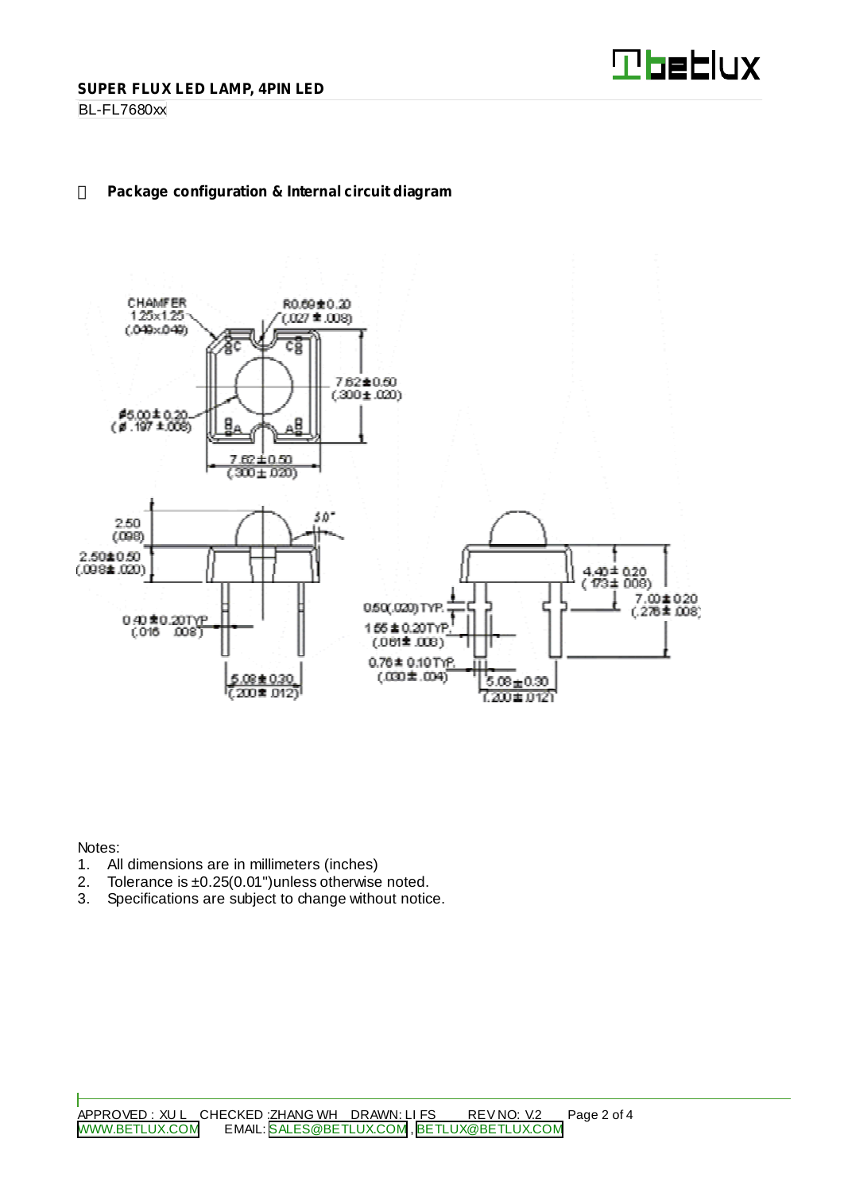## Package configuration & Internal circuit diagram

Notes:

1. All dimensions are in millimeters (inches)
2. Tolerance is ±0.25(0.01")unless otherwise noted.
3. Specifications are subject to change without notice.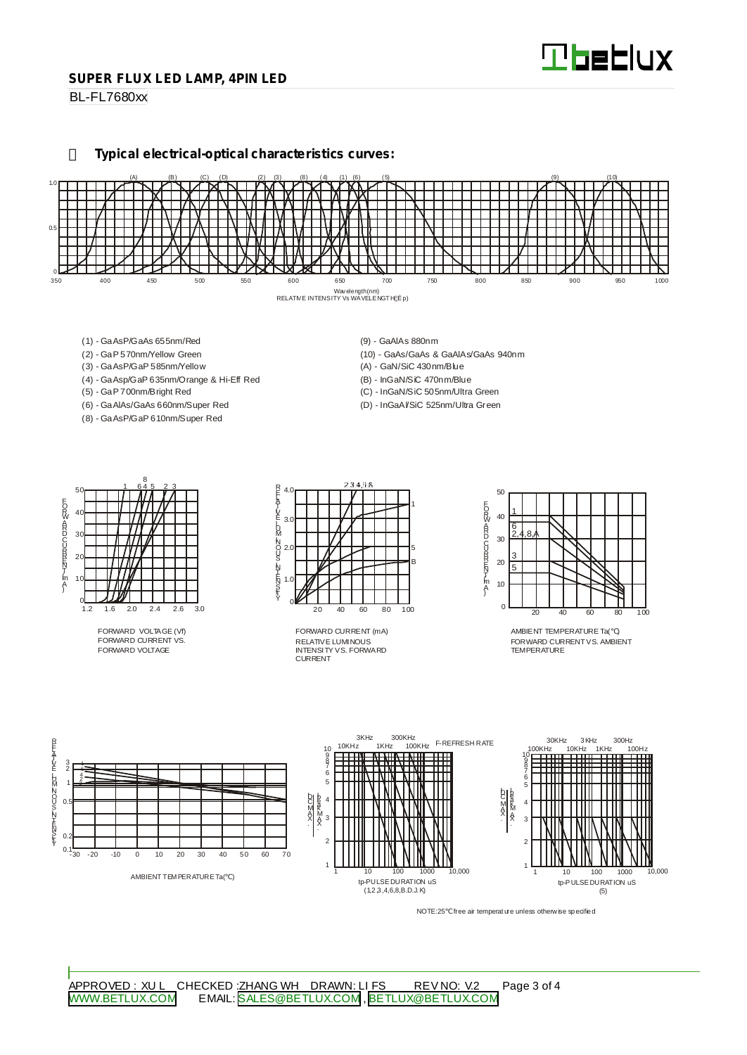## Typical electrical-optical characteristics curves:

RELATIVE INTENSITY Vs WAVELENGTH(λp)

- (1) - GaAsP/GaAs 655nm/Red
- (2) - GaP 570nm/Yellow Green
- (3) - GaAsP/GaP 585nm/Yellow
- (4) - GaAsp/GaP 635nm/Orange & Hi-Eff Red
- (5) - GaP 700nm/Bright Red
- (6) - GaAlAs/GaAs 660nm/Super Red
- (8) - GaAsP/GaP 610nm/Super Red
- (9) - GaAlAs 880nm
- (10) - GaAs/GaAs & GaAlAs/GaAs 940nm
- (A) - GaN/SiC 430nm/Blue
- (B) - InGaN/SiC 470nm/Blue
- (C) - InGaN/SiC 505nm/Ultra Green
- (D) - InGaAl/SiC 525nm/Ultra Green

FORWARD VOLTAGE (Vf)
FORWARD CURRENT VS. FORWARD VOLTAGE

FORWARD CURRENT (mA)
RELATIVE LUMINOUS INTENSITY VS. FORWARD CURRENT

AMBIENT TEMPERATURE Ta(℃)
FORWARD CURRENT VS. AMBIENT TEMPERATURE

AMBIENT TEMPERATURE Ta(℃)

tp-PULSE DURATION uS
(1,2,3,4,6,8,B.D.J.K)

tp-PULSE DURATION uS
(5)

NOTE:25℃ free air temperature unless otherwise specified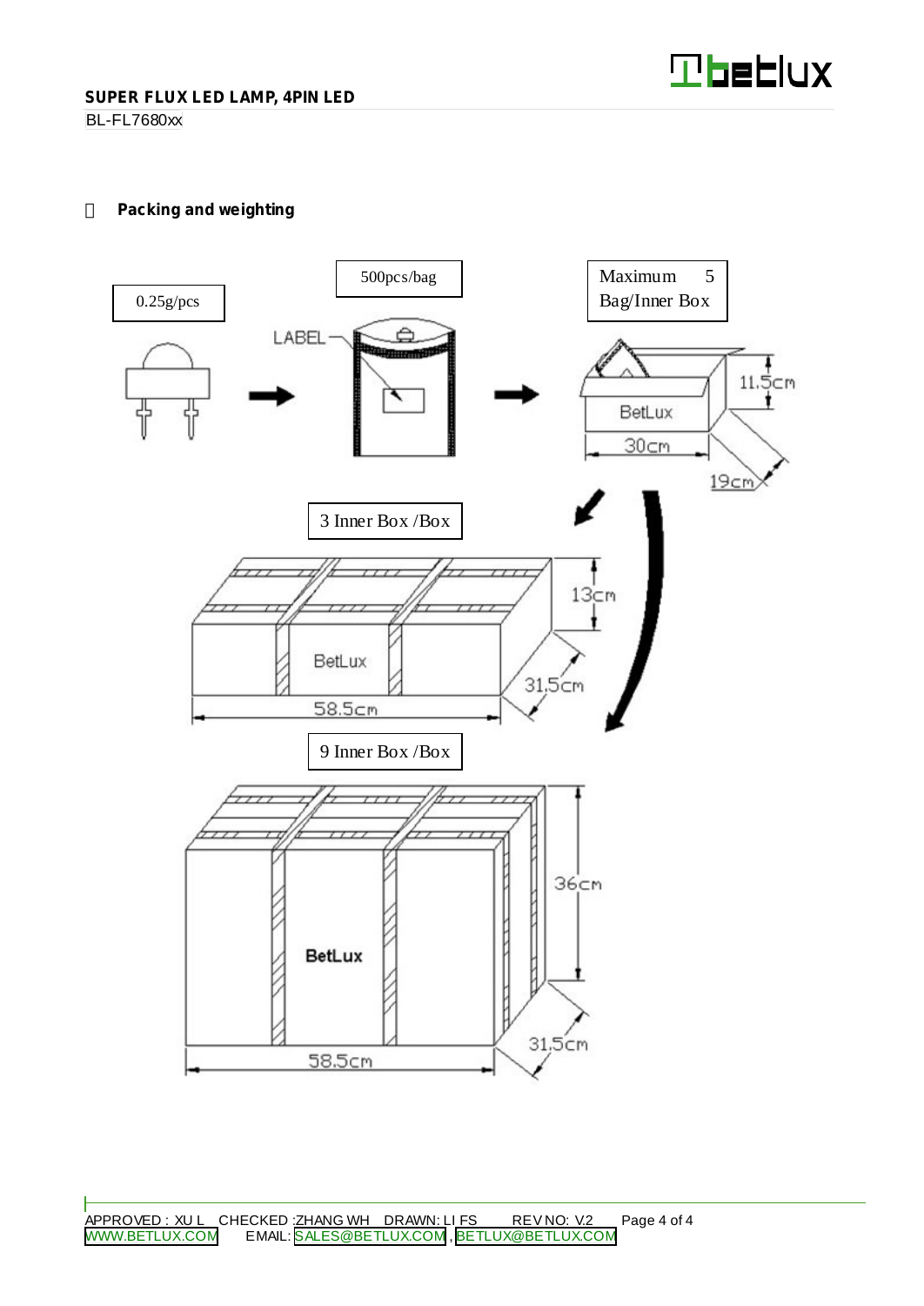## Packing and weighting

0.25g/pcs

500pcs/bag

LABEL

Maximum 5 Bag/Inner Box

BetLux

11.5cm

30cm

19cm

3 Inner Box /Box

13cm

BetLux

31.5cm

58.5cm

9 Inner Box /Box

36cm

BetLux

31.5cm

58.5cm